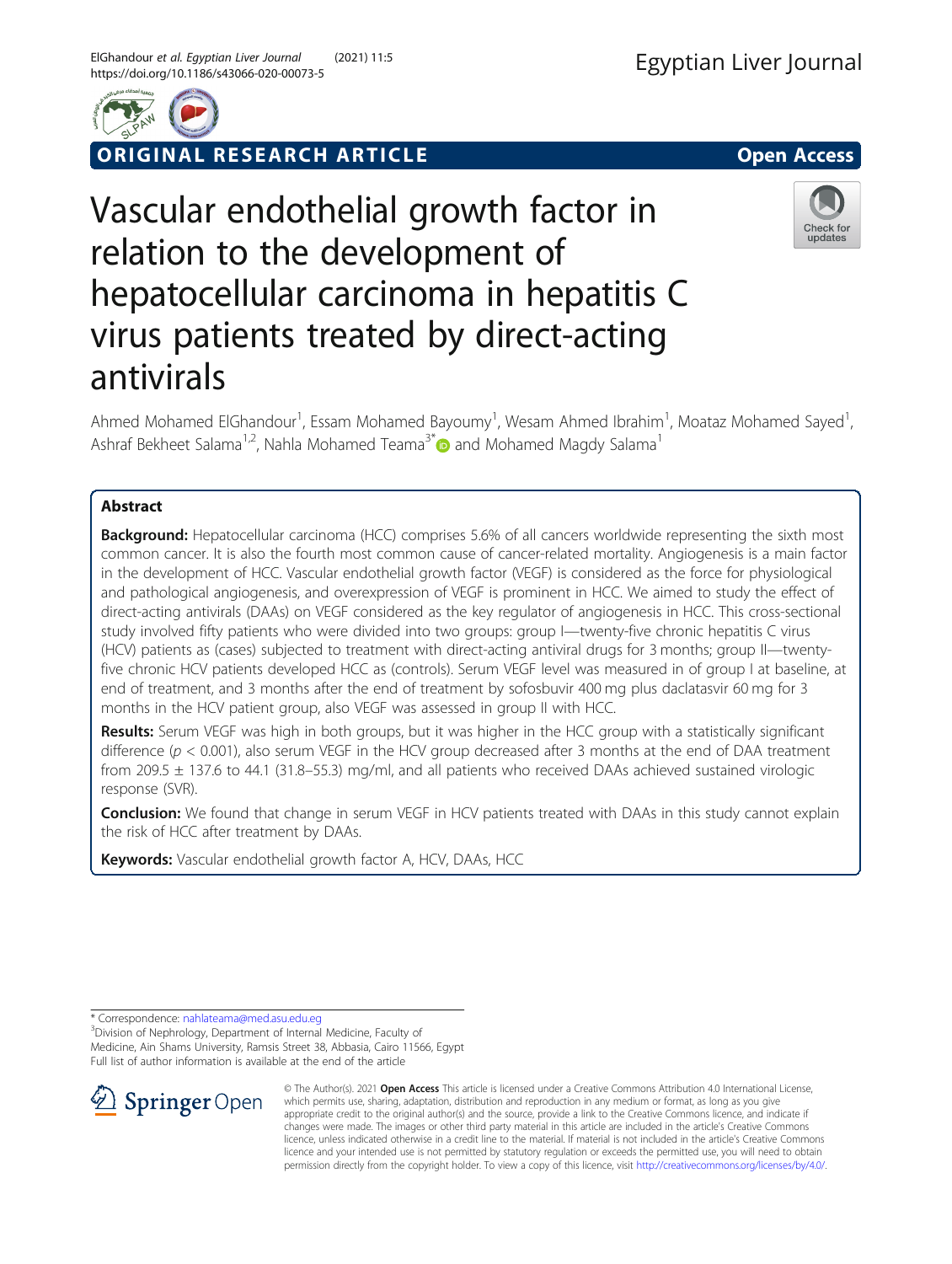ORIGINAL RESEARCH ARTICLE

Open Access

# Vascular endothelial growth factor in relation to the development of hepatocellular carcinoma in hepatitis C virus patients treated by direct-acting antivirals

Ahmed Mohamed ElGhandour[1], Essam Mohamed Bayoumy[1], Wesam Ahmed Ibrahim[1], Moataz Mohamed Sayed[1], Ashraf Bekheet Salama[1,2], Nahla Mohamed Teama[3*] and Mohamed Magdy Salama[1]

## Abstract

**Background:** Hepatocellular carcinoma (HCC) comprises 5.6% of all cancers worldwide representing the sixth most common cancer. It is also the fourth most common cause of cancer-related mortality. Angiogenesis is a main factor in the development of HCC. Vascular endothelial growth factor (VEGF) is considered as the force for physiological and pathological angiogenesis, and overexpression of VEGF is prominent in HCC. We aimed to study the effect of direct-acting antivirals (DAAs) on VEGF considered as the key regulator of angiogenesis in HCC. This cross-sectional study involved fifty patients who were divided into two groups: group I—twenty-five chronic hepatitis C virus (HCV) patients as (cases) subjected to treatment with direct-acting antiviral drugs for 3 months; group II—twenty-five chronic HCV patients developed HCC as (controls). Serum VEGF level was measured in of group I at baseline, at end of treatment, and 3 months after the end of treatment by sofosbuvir 400 mg plus daclatasvir 60 mg for 3 months in the HCV patient group, also VEGF was assessed in group II with HCC.

**Results:** Serum VEGF was high in both groups, but it was higher in the HCC group with a statistically significant difference ($p < 0.001$), also serum VEGF in the HCV group decreased after 3 months at the end of DAA treatment from 209.5 ± 137.6 to 44.1 (31.8–55.3) mg/ml, and all patients who received DAAs achieved sustained virologic response (SVR).

**Conclusion:** We found that change in serum VEGF in HCV patients treated with DAAs in this study cannot explain the risk of HCC after treatment by DAAs.

**Keywords:** Vascular endothelial growth factor A, HCV, DAAs, HCC

---

\* Correspondence: nahlateama@med.asu.edu.eg

[3]Division of Nephrology, Department of Internal Medicine, Faculty of Medicine, Ain Shams University, Ramsis Street 38, Abbasia, Cairo 11566, Egypt

Full list of author information is available at the end of the article

© The Author(s). 2021 **Open Access** This article is licensed under a Creative Commons Attribution 4.0 International License, which permits use, sharing, adaptation, distribution and reproduction in any medium or format, as long as you give appropriate credit to the original author(s) and the source, provide a link to the Creative Commons licence, and indicate if changes were made. The images or other third party material in this article are included in the article's Creative Commons licence, unless indicated otherwise in a credit line to the material. If material is not included in the article's Creative Commons licence and your intended use is not permitted by statutory regulation or exceeds the permitted use, you will need to obtain permission directly from the copyright holder. To view a copy of this licence, visit http://creativecommons.org/licenses/by/4.0/.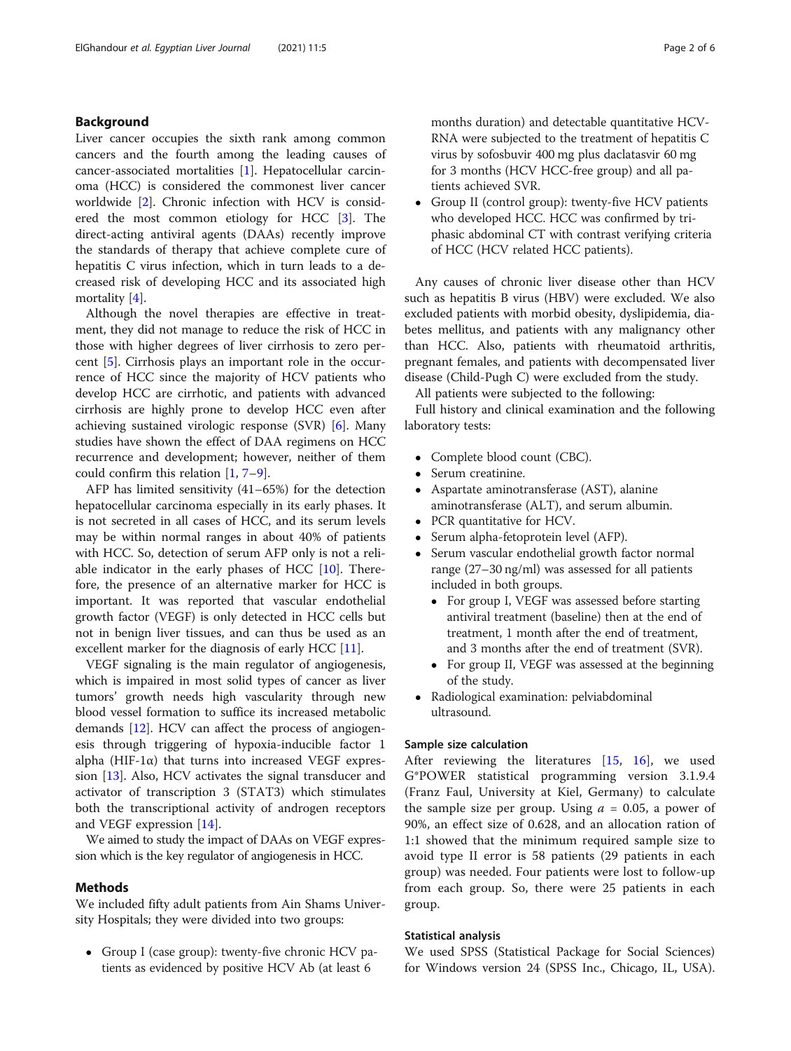## Background

Liver cancer occupies the sixth rank among common cancers and the fourth among the leading causes of cancer-associated mortalities [1]. Hepatocellular carcinoma (HCC) is considered the commonest liver cancer worldwide [2]. Chronic infection with HCV is considered the most common etiology for HCC [3]. The direct-acting antiviral agents (DAAs) recently improve the standards of therapy that achieve complete cure of hepatitis C virus infection, which in turn leads to a decreased risk of developing HCC and its associated high mortality [4].

Although the novel therapies are effective in treatment, they did not manage to reduce the risk of HCC in those with higher degrees of liver cirrhosis to zero percent [5]. Cirrhosis plays an important role in the occurrence of HCC since the majority of HCV patients who develop HCC are cirrhotic, and patients with advanced cirrhosis are highly prone to develop HCC even after achieving sustained virologic response (SVR) [6]. Many studies have shown the effect of DAA regimens on HCC recurrence and development; however, neither of them could confirm this relation [1, 7–9].

AFP has limited sensitivity (41–65%) for the detection hepatocellular carcinoma especially in its early phases. It is not secreted in all cases of HCC, and its serum levels may be within normal ranges in about 40% of patients with HCC. So, detection of serum AFP only is not a reliable indicator in the early phases of HCC [10]. Therefore, the presence of an alternative marker for HCC is important. It was reported that vascular endothelial growth factor (VEGF) is only detected in HCC cells but not in benign liver tissues, and can thus be used as an excellent marker for the diagnosis of early HCC [11].

VEGF signaling is the main regulator of angiogenesis, which is impaired in most solid types of cancer as liver tumors' growth needs high vascularity through new blood vessel formation to suffice its increased metabolic demands [12]. HCV can affect the process of angiogenesis through triggering of hypoxia-inducible factor 1 alpha (HIF-1α) that turns into increased VEGF expression [13]. Also, HCV activates the signal transducer and activator of transcription 3 (STAT3) which stimulates both the transcriptional activity of androgen receptors and VEGF expression [14].

We aimed to study the impact of DAAs on VEGF expression which is the key regulator of angiogenesis in HCC.

## Methods

We included fifty adult patients from Ain Shams University Hospitals; they were divided into two groups:

- Group I (case group): twenty-five chronic HCV patients as evidenced by positive HCV Ab (at least 6 months duration) and detectable quantitative HCV-RNA were subjected to the treatment of hepatitis C virus by sofosbuvir 400 mg plus daclatasvir 60 mg for 3 months (HCV HCC-free group) and all patients achieved SVR.
- Group II (control group): twenty-five HCV patients who developed HCC. HCC was confirmed by triphasic abdominal CT with contrast verifying criteria of HCC (HCV related HCC patients).

Any causes of chronic liver disease other than HCV such as hepatitis B virus (HBV) were excluded. We also excluded patients with morbid obesity, dyslipidemia, diabetes mellitus, and patients with any malignancy other than HCC. Also, patients with rheumatoid arthritis, pregnant females, and patients with decompensated liver disease (Child-Pugh C) were excluded from the study.

All patients were subjected to the following:

Full history and clinical examination and the following laboratory tests:

- Complete blood count (CBC).
- Serum creatinine.
- Aspartate aminotransferase (AST), alanine aminotransferase (ALT), and serum albumin.
- PCR quantitative for HCV.
- Serum alpha-fetoprotein level (AFP).
- Serum vascular endothelial growth factor normal range (27–30 ng/ml) was assessed for all patients included in both groups.
  - For group I, VEGF was assessed before starting antiviral treatment (baseline) then at the end of treatment, 1 month after the end of treatment, and 3 months after the end of treatment (SVR).
  - For group II, VEGF was assessed at the beginning of the study.
- Radiological examination: pelviabdominal ultrasound.

### Sample size calculation

After reviewing the literatures [15, 16], we used G*POWER statistical programming version 3.1.9.4 (Franz Faul, University at Kiel, Germany) to calculate the sample size per group. Using $a = 0.05$, a power of 90%, an effect size of 0.628, and an allocation ration of 1:1 showed that the minimum required sample size to avoid type II error is 58 patients (29 patients in each group) was needed. Four patients were lost to follow-up from each group. So, there were 25 patients in each group.

### Statistical analysis

We used SPSS (Statistical Package for Social Sciences) for Windows version 24 (SPSS Inc., Chicago, IL, USA).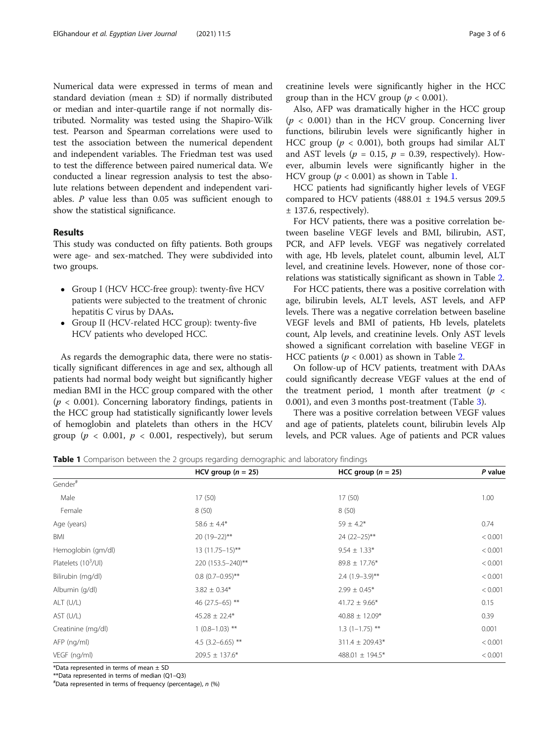Numerical data were expressed in terms of mean and standard deviation (mean ± SD) if normally distributed or median and inter-quartile range if not normally distributed. Normality was tested using the Shapiro-Wilk test. Pearson and Spearman correlations were used to test the association between the numerical dependent and independent variables. The Friedman test was used to test the difference between paired numerical data. We conducted a linear regression analysis to test the absolute relations between dependent and independent variables. *P* value less than 0.05 was sufficient enough to show the statistical significance.

## Results

This study was conducted on fifty patients. Both groups were age- and sex-matched. They were subdivided into two groups.

- Group I (HCV HCC-free group): twenty-five HCV patients were subjected to the treatment of chronic hepatitis C virus by DAAs**.**
- Group II (HCV-related HCC group): twenty-five HCV patients who developed HCC.

As regards the demographic data, there were no statistically significant differences in age and sex, although all patients had normal body weight but significantly higher median BMI in the HCC group compared with the other ($p < 0.001$). Concerning laboratory findings, patients in the HCC group had statistically significantly lower levels of hemoglobin and platelets than others in the HCV group ($p < 0.001$, $p < 0.001$, respectively), but serum creatinine levels were significantly higher in the HCC group than in the HCV group ($p < 0.001$).

Also, AFP was dramatically higher in the HCC group ($p < 0.001$) than in the HCV group. Concerning liver functions, bilirubin levels were significantly higher in HCC group ($p < 0.001$), both groups had similar ALT and AST levels ($p = 0.15$, $p = 0.39$, respectively). However, albumin levels were significantly higher in the HCV group ($p < 0.001$) as shown in Table 1.

HCC patients had significantly higher levels of VEGF compared to HCV patients (488.01 ± 194.5 versus 209.5 ± 137.6, respectively).

For HCV patients, there was a positive correlation between baseline VEGF levels and BMI, bilirubin, AST, PCR, and AFP levels. VEGF was negatively correlated with age, Hb levels, platelet count, albumin level, ALT level, and creatinine levels. However, none of those correlations was statistically significant as shown in Table 2.

For HCC patients, there was a positive correlation with age, bilirubin levels, ALT levels, AST levels, and AFP levels. There was a negative correlation between baseline VEGF levels and BMI of patients, Hb levels, platelets count, Alp levels, and creatinine levels. Only AST levels showed a significant correlation with baseline VEGF in HCC patients ($p < 0.001$) as shown in Table 2.

On follow-up of HCV patients, treatment with DAAs could significantly decrease VEGF values at the end of the treatment period, 1 month after treatment ($p < 0.001$), and even 3 months post-treatment (Table 3).

There was a positive correlation between VEGF values and age of patients, platelets count, bilirubin levels Alp levels, and PCR values. Age of patients and PCR values

**Table 1** Comparison between the 2 groups regarding demographic and laboratory findings

| | HCV group ($n$ = 25) | HCC group ($n$ = 25) | *P* value |
|---|---|---|---|
| Gender# | | | |
| Male | 17 (50) | 17 (50) | 1.00 |
| Female | 8 (50) | 8 (50) | |
| Age (years) | 58.6 ± 4.4* | 59 ± 4.2* | 0.74 |
| BMI | 20 (19–22)** | 24 (22–25)** | < 0.001 |
| Hemoglobin (gm/dl) | 13 (11.75–15)** | 9.54 ± 1.33* | < 0.001 |
| Platelets ($10^3$/Ul) | 220 (153.5–240)** | 89.8 ± 17.76* | < 0.001 |
| Bilirubin (mg/dl) | 0.8 (0.7–0.95)** | 2.4 (1.9–3.9)** | < 0.001 |
| Albumin (g/dl) | 3.82 ± 0.34* | 2.99 ± 0.45* | < 0.001 |
| ALT (U/L) | 46 (27.5–65) ** | 41.72 ± 9.66* | 0.15 |
| AST (U/L) | 45.28 ± 22.4* | 40.88 ± 12.09* | 0.39 |
| Creatinine (mg/dl) | 1 (0.8–1.03) ** | 1.3 (1–1.75) ** | 0.001 |
| AFP (ng/ml) | 4.5 (3.2–6.65) ** | 311.4 ± 209.43* | < 0.001 |
| VEGF (ng/ml) | 209.5 ± 137.6* | 488.01 ± 194.5* | < 0.001 |

*Data represented in terms of mean ± SD
**Data represented in terms of median (Q1–Q3)
#Data represented in terms of frequency (percentage), *n* (%)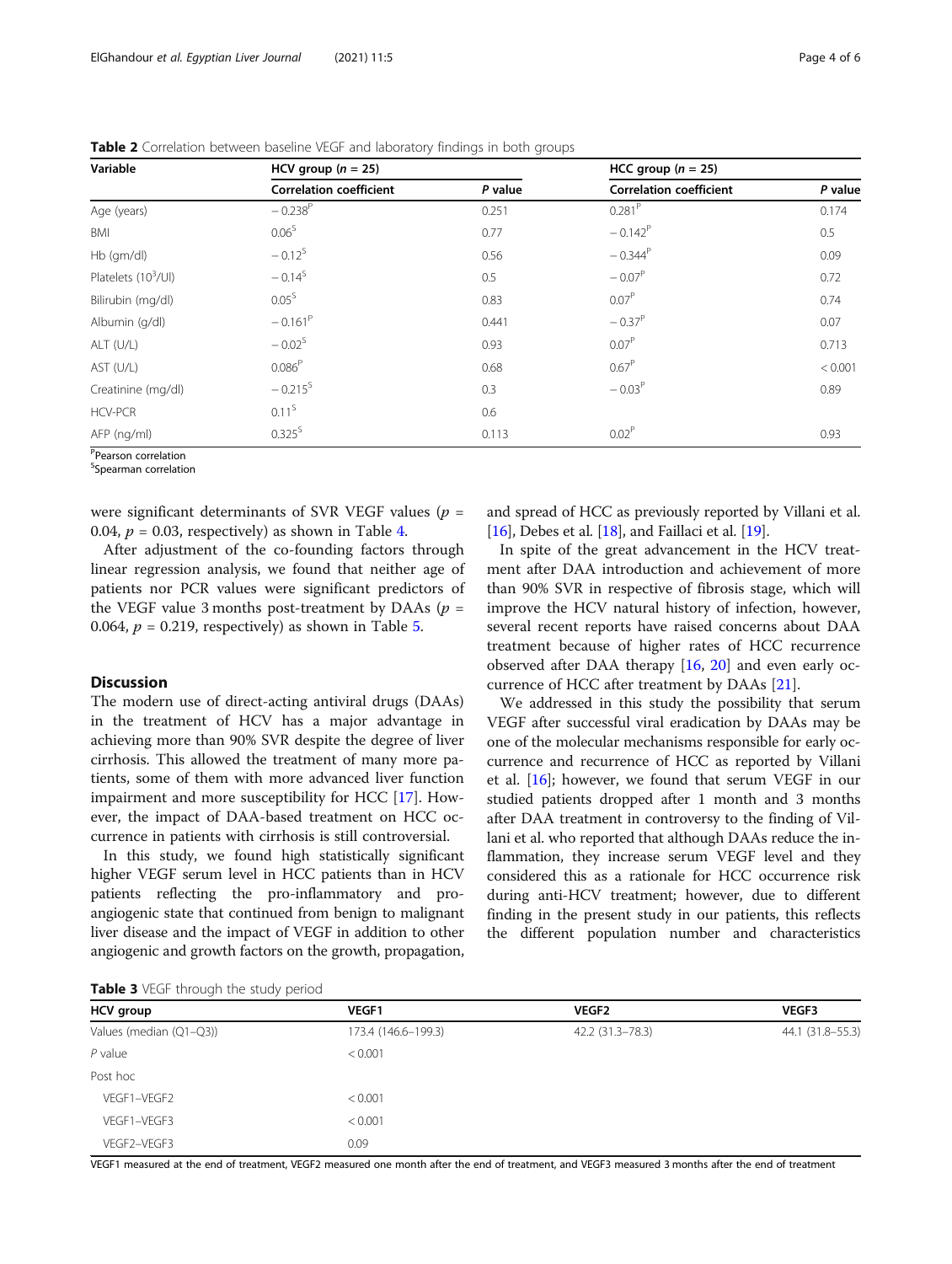**Table 2** Correlation between baseline VEGF and laboratory findings in both groups

| Variable | HCV group (*n* = 25) | | HCC group (*n* = 25) | |
|---|---|---|---|---|
| | Correlation coefficient | *P* value | Correlation coefficient | *P* value |
| Age (years) | − 0.238[P] | 0.251 | 0.281[P] | 0.174 |
| BMI | 0.06[S] | 0.77 | − 0.142[P] | 0.5 |
| Hb (gm/dl) | − 0.12[S] | 0.56 | − 0.344[P] | 0.09 |
| Platelets ($10^3$/Ul) | − 0.14[S] | 0.5 | − 0.07[P] | 0.72 |
| Bilirubin (mg/dl) | 0.05[S] | 0.83 | 0.07[P] | 0.74 |
| Albumin (g/dl) | − 0.161[P] | 0.441 | − 0.37[P] | 0.07 |
| ALT (U/L) | − 0.02[S] | 0.93 | 0.07[P] | 0.713 |
| AST (U/L) | 0.086[P] | 0.68 | 0.67[P] | < 0.001 |
| Creatinine (mg/dl) | − 0.215[S] | 0.3 | − 0.03[P] | 0.89 |
| HCV-PCR | 0.11[S] | 0.6 | | |
| AFP (ng/ml) | 0.325[S] | 0.113 | 0.02[P] | 0.93 |

[P]Pearson correlation
[S]Spearman correlation

were significant determinants of SVR VEGF values ($p$ = 0.04, $p$ = 0.03, respectively) as shown in Table 4.

After adjustment of the co-founding factors through linear regression analysis, we found that neither age of patients nor PCR values were significant predictors of the VEGF value 3 months post-treatment by DAAs ($p$ = 0.064, $p$ = 0.219, respectively) as shown in Table 5.

## Discussion

The modern use of direct-acting antiviral drugs (DAAs) in the treatment of HCV has a major advantage in achieving more than 90% SVR despite the degree of liver cirrhosis. This allowed the treatment of many more patients, some of them with more advanced liver function impairment and more susceptibility for HCC [17]. However, the impact of DAA-based treatment on HCC occurrence in patients with cirrhosis is still controversial.

In this study, we found high statistically significant higher VEGF serum level in HCC patients than in HCV patients reflecting the pro-inflammatory and pro-angiogenic state that continued from benign to malignant liver disease and the impact of VEGF in addition to other angiogenic and growth factors on the growth, propagation, and spread of HCC as previously reported by Villani et al. [16], Debes et al. [18], and Faillaci et al. [19].

In spite of the great advancement in the HCV treatment after DAA introduction and achievement of more than 90% SVR in respective of fibrosis stage, which will improve the HCV natural history of infection, however, several recent reports have raised concerns about DAA treatment because of higher rates of HCC recurrence observed after DAA therapy [16, 20] and even early occurrence of HCC after treatment by DAAs [21].

We addressed in this study the possibility that serum VEGF after successful viral eradication by DAAs may be one of the molecular mechanisms responsible for early occurrence and recurrence of HCC as reported by Villani et al. [16]; however, we found that serum VEGF in our studied patients dropped after 1 month and 3 months after DAA treatment in controversy to the finding of Villani et al. who reported that although DAAs reduce the inflammation, they increase serum VEGF level and they considered this as a rationale for HCC occurrence risk during anti-HCV treatment; however, due to different finding in the present study in our patients, this reflects the different population number and characteristics

**Table 3** VEGF through the study period

| HCV group | VEGF1 | VEGF2 | VEGF3 |
|---|---|---|---|
| Values (median (Q1–Q3)) | 173.4 (146.6–199.3) | 42.2 (31.3–78.3) | 44.1 (31.8–55.3) |
| *P* value | < 0.001 | | |
| Post hoc | | | |
| VEGF1–VEGF2 | < 0.001 | | |
| VEGF1–VEGF3 | < 0.001 | | |
| VEGF2–VEGF3 | 0.09 | | |

VEGF1 measured at the end of treatment, VEGF2 measured one month after the end of treatment, and VEGF3 measured 3 months after the end of treatment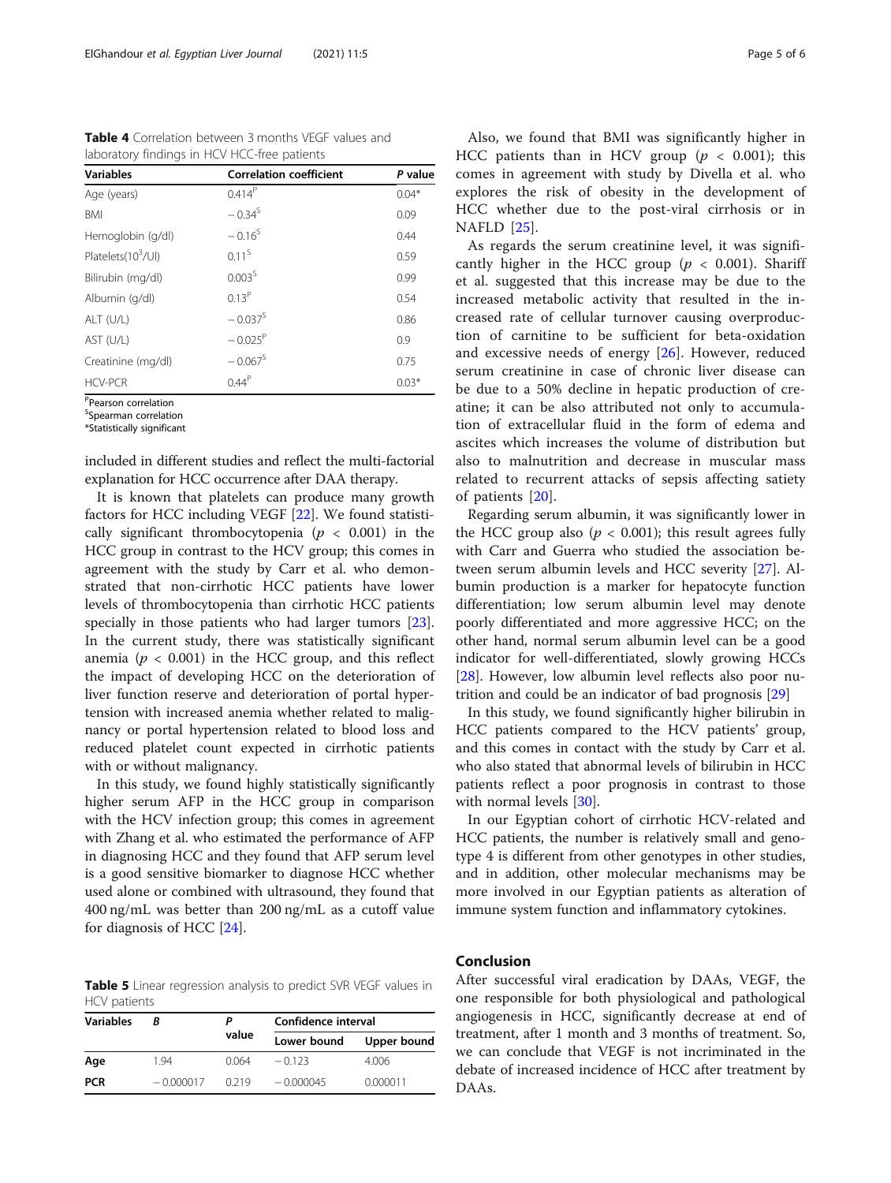**Table 4** Correlation between 3 months VEGF values and laboratory findings in HCV HCC-free patients

| Variables | Correlation coefficient | P value |
|---|---|---|
| Age (years) | 0.414[P] | 0.04* |
| BMI | − 0.34[S] | 0.09 |
| Hemoglobin (g/dl) | − 0.16[S] | 0.44 |
| Platelets($10^3$/Ul) | 0.11[S] | 0.59 |
| Bilirubin (mg/dl) | 0.003[S] | 0.99 |
| Albumin (g/dl) | 0.13[P] | 0.54 |
| ALT (U/L) | − 0.037[S] | 0.86 |
| AST (U/L) | − 0.025[P] | 0.9 |
| Creatinine (mg/dl) | − 0.067[S] | 0.75 |
| HCV-PCR | 0.44[P] | 0.03* |

[P]Pearson correlation
[S]Spearman correlation
*Statistically significant

included in different studies and reflect the multi-factorial explanation for HCC occurrence after DAA therapy.

It is known that platelets can produce many growth factors for HCC including VEGF [22]. We found statistically significant thrombocytopenia ($p < 0.001$) in the HCC group in contrast to the HCV group; this comes in agreement with the study by Carr et al. who demonstrated that non-cirrhotic HCC patients have lower levels of thrombocytopenia than cirrhotic HCC patients specially in those patients who had larger tumors [23]. In the current study, there was statistically significant anemia ($p < 0.001$) in the HCC group, and this reflect the impact of developing HCC on the deterioration of liver function reserve and deterioration of portal hypertension with increased anemia whether related to malignancy or portal hypertension related to blood loss and reduced platelet count expected in cirrhotic patients with or without malignancy.

In this study, we found highly statistically significantly higher serum AFP in the HCC group in comparison with the HCV infection group; this comes in agreement with Zhang et al. who estimated the performance of AFP in diagnosing HCC and they found that AFP serum level is a good sensitive biomarker to diagnose HCC whether used alone or combined with ultrasound, they found that 400 ng/mL was better than 200 ng/mL as a cutoff value for diagnosis of HCC [24].

**Table 5** Linear regression analysis to predict SVR VEGF values in HCV patients

| Variables | B | P value | Confidence interval | |
|---|---|---|---|---|
| | | | Lower bound | Upper bound |
| **Age** | 1.94 | 0.064 | − 0.123 | 4.006 |
| **PCR** | − 0.000017 | 0.219 | − 0.000045 | 0.000011 |

Also, we found that BMI was significantly higher in HCC patients than in HCV group ($p < 0.001$); this comes in agreement with study by Divella et al. who explores the risk of obesity in the development of HCC whether due to the post-viral cirrhosis or in NAFLD [25].

As regards the serum creatinine level, it was significantly higher in the HCC group ($p < 0.001$). Shariff et al. suggested that this increase may be due to the increased metabolic activity that resulted in the increased rate of cellular turnover causing overproduction of carnitine to be sufficient for beta-oxidation and excessive needs of energy [26]. However, reduced serum creatinine in case of chronic liver disease can be due to a 50% decline in hepatic production of creatine; it can be also attributed not only to accumulation of extracellular fluid in the form of edema and ascites which increases the volume of distribution but also to malnutrition and decrease in muscular mass related to recurrent attacks of sepsis affecting satiety of patients [20].

Regarding serum albumin, it was significantly lower in the HCC group also ($p < 0.001$); this result agrees fully with Carr and Guerra who studied the association between serum albumin levels and HCC severity [27]. Albumin production is a marker for hepatocyte function differentiation; low serum albumin level may denote poorly differentiated and more aggressive HCC; on the other hand, normal serum albumin level can be a good indicator for well-differentiated, slowly growing HCCs [28]. However, low albumin level reflects also poor nutrition and could be an indicator of bad prognosis [29]

In this study, we found significantly higher bilirubin in HCC patients compared to the HCV patients' group, and this comes in contact with the study by Carr et al. who also stated that abnormal levels of bilirubin in HCC patients reflect a poor prognosis in contrast to those with normal levels [30].

In our Egyptian cohort of cirrhotic HCV-related and HCC patients, the number is relatively small and genotype 4 is different from other genotypes in other studies, and in addition, other molecular mechanisms may be more involved in our Egyptian patients as alteration of immune system function and inflammatory cytokines.

## Conclusion

After successful viral eradication by DAAs, VEGF, the one responsible for both physiological and pathological angiogenesis in HCC, significantly decrease at end of treatment, after 1 month and 3 months of treatment. So, we can conclude that VEGF is not incriminated in the debate of increased incidence of HCC after treatment by DAAs.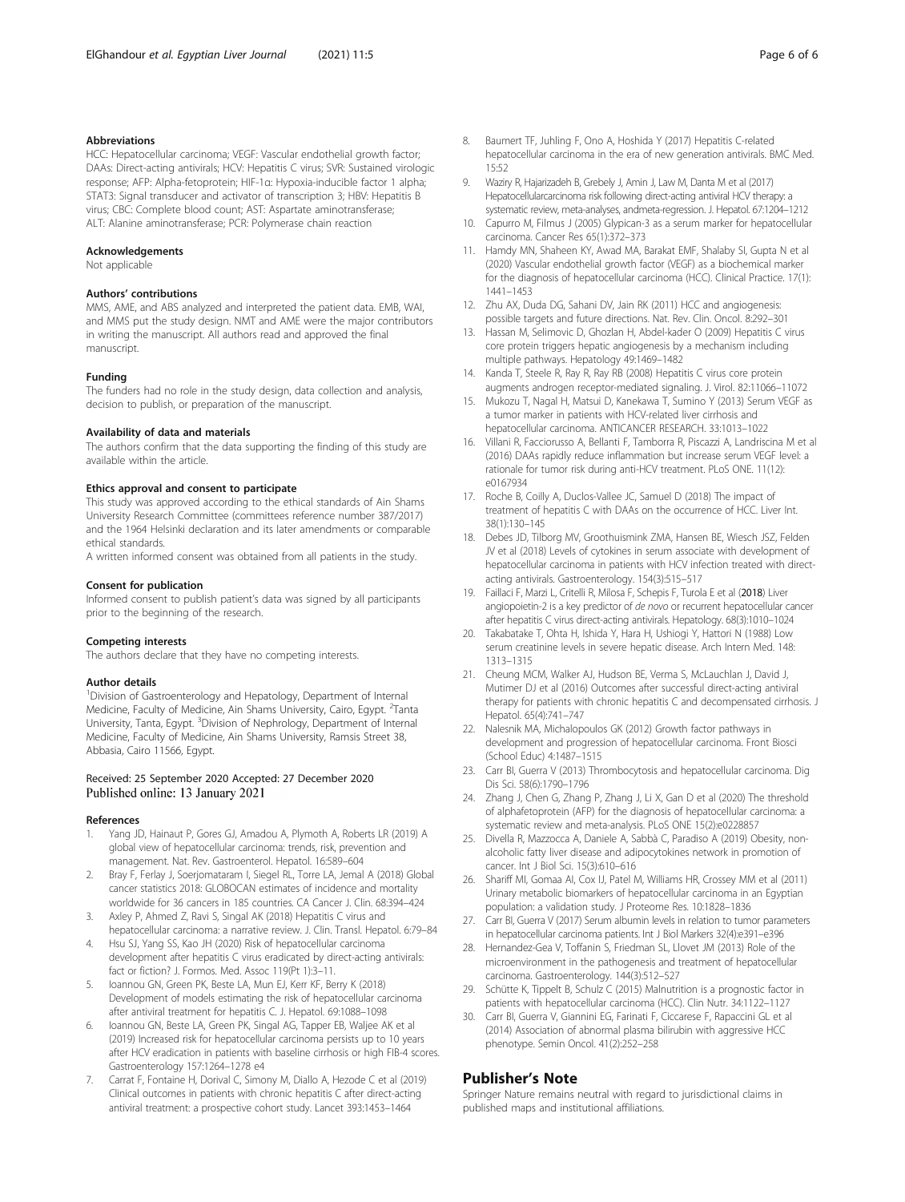### Abbreviations

HCC: Hepatocellular carcinoma; VEGF: Vascular endothelial growth factor; DAAs: Direct-acting antivirals; HCV: Hepatitis C virus; SVR: Sustained virologic response; AFP: Alpha-fetoprotein; HIF-1α: Hypoxia-inducible factor 1 alpha; STAT3: Signal transducer and activator of transcription 3; HBV: Hepatitis B virus; CBC: Complete blood count; AST: Aspartate aminotransferase; ALT: Alanine aminotransferase; PCR: Polymerase chain reaction

### Acknowledgements

Not applicable

### Authors' contributions

MMS, AME, and ABS analyzed and interpreted the patient data. EMB, WAI, and MMS put the study design. NMT and AME were the major contributors in writing the manuscript. All authors read and approved the final manuscript.

### Funding

The funders had no role in the study design, data collection and analysis, decision to publish, or preparation of the manuscript.

### Availability of data and materials

The authors confirm that the data supporting the finding of this study are available within the article.

### Ethics approval and consent to participate

This study was approved according to the ethical standards of Ain Shams University Research Committee (committees reference number 387/2017) and the 1964 Helsinki declaration and its later amendments or comparable ethical standards.

A written informed consent was obtained from all patients in the study.

### Consent for publication

Informed consent to publish patient's data was signed by all participants prior to the beginning of the research.

### Competing interests

The authors declare that they have no competing interests.

### Author details

[1]Division of Gastroenterology and Hepatology, Department of Internal Medicine, Faculty of Medicine, Ain Shams University, Cairo, Egypt. [2]Tanta University, Tanta, Egypt. [3]Division of Nephrology, Department of Internal Medicine, Faculty of Medicine, Ain Shams University, Ramsis Street 38, Abbasia, Cairo 11566, Egypt.

Received: 25 September 2020 Accepted: 27 December 2020
Published online: 13 January 2021

### References

1. Yang JD, Hainaut P, Gores GJ, Amadou A, Plymoth A, Roberts LR (2019) A global view of hepatocellular carcinoma: trends, risk, prevention and management. Nat. Rev. Gastroenterol. Hepatol. 16:589–604
2. Bray F, Ferlay J, Soerjomataram I, Siegel RL, Torre LA, Jemal A (2018) Global cancer statistics 2018: GLOBOCAN estimates of incidence and mortality worldwide for 36 cancers in 185 countries. CA Cancer J. Clin. 68:394–424
3. Axley P, Ahmed Z, Ravi S, Singal AK (2018) Hepatitis C virus and hepatocellular carcinoma: a narrative review. J. Clin. Transl. Hepatol. 6:79–84
4. Hsu SJ, Yang SS, Kao JH (2020) Risk of hepatocellular carcinoma development after hepatitis C virus eradicated by direct-acting antivirals: fact or fiction? J. Formos. Med. Assoc 119(Pt 1):3–11.
5. Ioannou GN, Green PK, Beste LA, Mun EJ, Kerr KF, Berry K (2018) Development of models estimating the risk of hepatocellular carcinoma after antiviral treatment for hepatitis C. J. Hepatol. 69:1088–1098
6. Ioannou GN, Beste LA, Green PK, Singal AG, Tapper EB, Waljee AK et al (2019) Increased risk for hepatocellular carcinoma persists up to 10 years after HCV eradication in patients with baseline cirrhosis or high FIB-4 scores. Gastroenterology 157:1264–1278 e4
7. Carrat F, Fontaine H, Dorival C, Simony M, Diallo A, Hezode C et al (2019) Clinical outcomes in patients with chronic hepatitis C after direct-acting antiviral treatment: a prospective cohort study. Lancet 393:1453–1464
8. Baumert TF, Juhling F, Ono A, Hoshida Y (2017) Hepatitis C-related hepatocellular carcinoma in the era of new generation antivirals. BMC Med. 15:52
9. Waziry R, Hajarizadeh B, Grebely J, Amin J, Law M, Danta M et al (2017) Hepatocellularcarcinoma risk following direct-acting antiviral HCV therapy: a systematic review, meta-analyses, andmeta-regression. J. Hepatol. 67:1204–1212
10. Capurro M, Filmus J (2005) Glypican-3 as a serum marker for hepatocellular carcinoma. Cancer Res 65(1):372–373
11. Hamdy MN, Shaheen KY, Awad MA, Barakat EMF, Shalaby SI, Gupta N et al (2020) Vascular endothelial growth factor (VEGF) as a biochemical marker for the diagnosis of hepatocellular carcinoma (HCC). Clinical Practice. 17(1): 1441–1453
12. Zhu AX, Duda DG, Sahani DV, Jain RK (2011) HCC and angiogenesis: possible targets and future directions. Nat. Rev. Clin. Oncol. 8:292–301
13. Hassan M, Selimovic D, Ghozlan H, Abdel-kader O (2009) Hepatitis C virus core protein triggers hepatic angiogenesis by a mechanism including multiple pathways. Hepatology 49:1469–1482
14. Kanda T, Steele R, Ray R, Ray RB (2008) Hepatitis C virus core protein augments androgen receptor-mediated signaling. J. Virol. 82:11066–11072
15. Mukozu T, Nagal H, Matsui D, Kanekawa T, Sumino Y (2013) Serum VEGF as a tumor marker in patients with HCV-related liver cirrhosis and hepatocellular carcinoma. ANTICANCER RESEARCH. 33:1013–1022
16. Villani R, Facciorusso A, Bellanti F, Tamborra R, Piscazzi A, Landriscina M et al (2016) DAAs rapidly reduce inflammation but increase serum VEGF level: a rationale for tumor risk during anti-HCV treatment. PLoS ONE. 11(12): e0167934
17. Roche B, Coilly A, Duclos-Vallee JC, Samuel D (2018) The impact of treatment of hepatitis C with DAAs on the occurrence of HCC. Liver Int. 38(1):130–145
18. Debes JD, Tilborg MV, Groothuismink ZMA, Hansen BE, Wiesch JSZ, Felden JV et al (2018) Levels of cytokines in serum associate with development of hepatocellular carcinoma in patients with HCV infection treated with direct-acting antivirals. Gastroenterology. 154(3):515–517
19. Faillaci F, Marzi L, Critelli R, Milosa F, Schepis F, Turola E et al (2018) Liver angiopoietin-2 is a key predictor of *de novo* or recurrent hepatocellular cancer after hepatitis C virus direct-acting antivirals. Hepatology. 68(3):1010–1024
20. Takabatake T, Ohta H, Ishida Y, Hara H, Ushiogi Y, Hattori N (1988) Low serum creatinine levels in severe hepatic disease. Arch Intern Med. 148: 1313–1315
21. Cheung MCM, Walker AJ, Hudson BE, Verma S, McLauchlan J, David J, Mutimer DJ et al (2016) Outcomes after successful direct-acting antiviral therapy for patients with chronic hepatitis C and decompensated cirrhosis. J Hepatol. 65(4):741–747
22. Nalesnik MA, Michalopoulos GK (2012) Growth factor pathways in development and progression of hepatocellular carcinoma. Front Biosci (School Educ) 4:1487–1515
23. Carr BI, Guerra V (2013) Thrombocytosis and hepatocellular carcinoma. Dig Dis Sci. 58(6):1790–1796
24. Zhang J, Chen G, Zhang P, Zhang J, Li X, Gan D et al (2020) The threshold of alphafetoprotein (AFP) for the diagnosis of hepatocellular carcinoma: a systematic review and meta-analysis. PLoS ONE 15(2):e0228857
25. Divella R, Mazzocca A, Daniele A, Sabbà C, Paradiso A (2019) Obesity, non-alcoholic fatty liver disease and adipocytokines network in promotion of cancer. Int J Biol Sci. 15(3):610–616
26. Shariff MI, Gomaa AI, Cox IJ, Patel M, Williams HR, Crossey MM et al (2011) Urinary metabolic biomarkers of hepatocellular carcinoma in an Egyptian population: a validation study. J Proteome Res. 10:1828–1836
27. Carr BI, Guerra V (2017) Serum albumin levels in relation to tumor parameters in hepatocellular carcinoma patients. Int J Biol Markers 32(4):e391–e396
28. Hernandez-Gea V, Toffanin S, Friedman SL, Llovet JM (2013) Role of the microenvironment in the pathogenesis and treatment of hepatocellular carcinoma. Gastroenterology. 144(3):512–527
29. Schütte K, Tippelt B, Schulz C (2015) Malnutrition is a prognostic factor in patients with hepatocellular carcinoma (HCC). Clin Nutr. 34:1122–1127
30. Carr BI, Guerra V, Giannini EG, Farinati F, Ciccarese F, Rapaccini GL et al (2014) Association of abnormal plasma bilirubin with aggressive HCC phenotype. Semin Oncol. 41(2):252–258

## Publisher's Note

Springer Nature remains neutral with regard to jurisdictional claims in published maps and institutional affiliations.